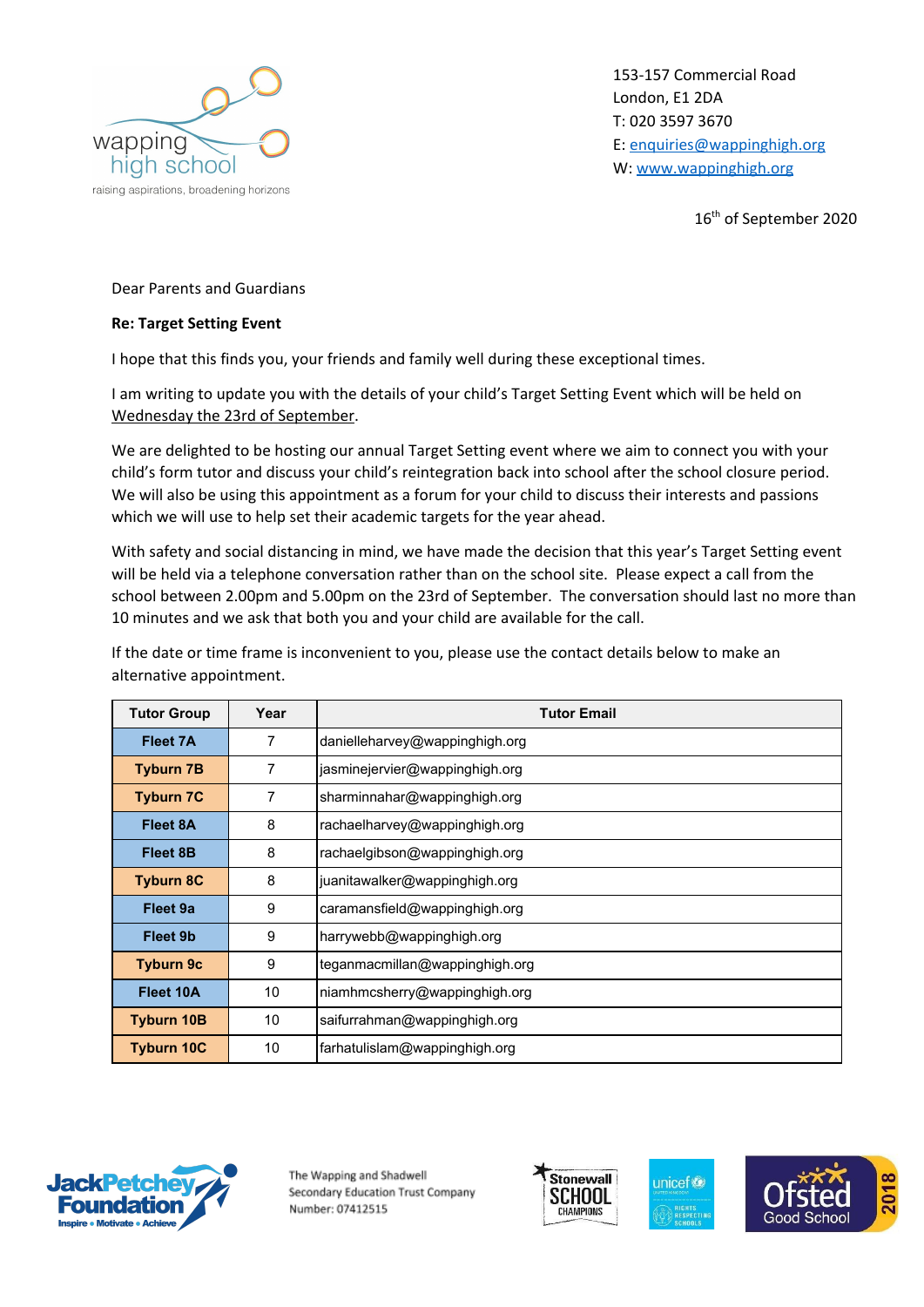wapping high school

raising aspirations, broadening horizons

153-157 Commercial Road
London, E1 2DA
T: 020 3597 3670
E: enquiries@wappinghigh.org
W: www.wappinghigh.org

16th of September 2020

Dear Parents and Guardians

**Re: Target Setting Event**

I hope that this finds you, your friends and family well during these exceptional times.

I am writing to update you with the details of your child's Target Setting Event which will be held on Wednesday the 23rd of September.

We are delighted to be hosting our annual Target Setting event where we aim to connect you with your child's form tutor and discuss your child's reintegration back into school after the school closure period. We will also be using this appointment as a forum for your child to discuss their interests and passions which we will use to help set their academic targets for the year ahead.

With safety and social distancing in mind, we have made the decision that this year's Target Setting event will be held via a telephone conversation rather than on the school site. Please expect a call from the school between 2.00pm and 5.00pm on the 23rd of September. The conversation should last no more than 10 minutes and we ask that both you and your child are available for the call.

If the date or time frame is inconvenient to you, please use the contact details below to make an alternative appointment.

| Tutor Group | Year | Tutor Email |
|---|---|---|
| **Fleet 7A** | 7 | danielleharvey@wappinghigh.org |
| **Tyburn 7B** | 7 | jasminejervier@wappinghigh.org |
| **Tyburn 7C** | 7 | sharminnahar@wappinghigh.org |
| **Fleet 8A** | 8 | rachaelharvey@wappinghigh.org |
| **Fleet 8B** | 8 | rachaelgibson@wappinghigh.org |
| **Tyburn 8C** | 8 | juanitawalker@wappinghigh.org |
| **Fleet 9a** | 9 | caramansfield@wappinghigh.org |
| **Fleet 9b** | 9 | harrywebb@wappinghigh.org |
| **Tyburn 9c** | 9 | teganmacmillan@wappinghigh.org |
| **Fleet 10A** | 10 | niamhmcsherry@wappinghigh.org |
| **Tyburn 10B** | 10 | saifurrahman@wappinghigh.org |
| **Tyburn 10C** | 10 | farhatulislam@wappinghigh.org |

The Wapping and Shadwell Secondary Education Trust Company Number: 07412515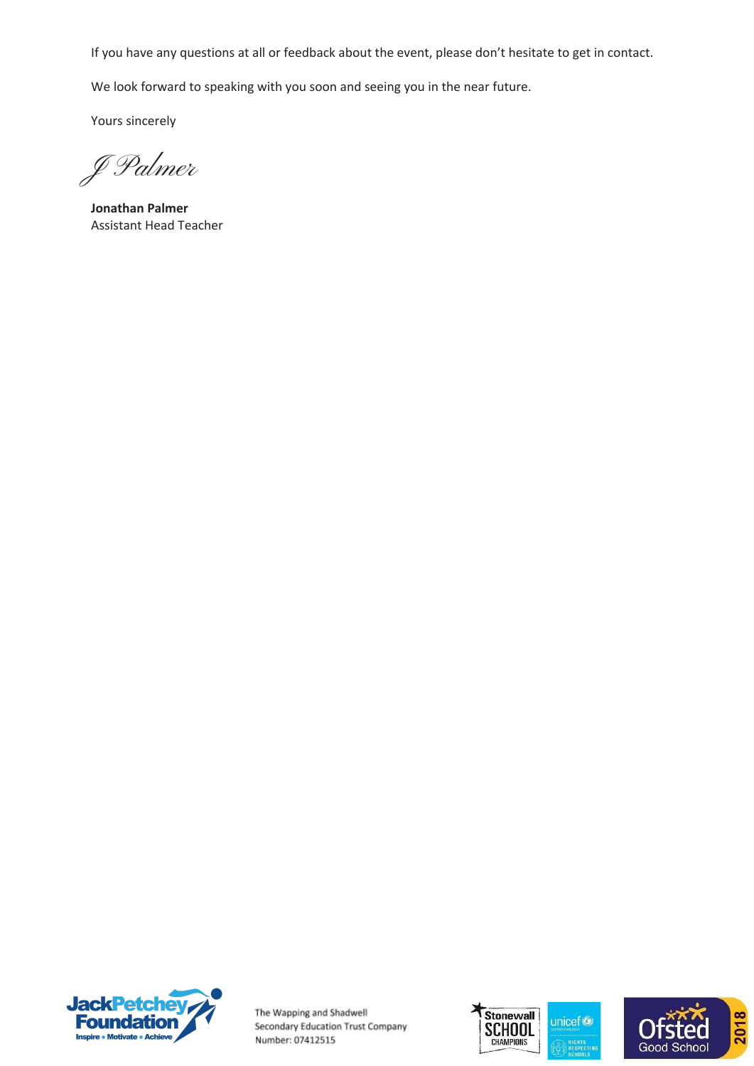If you have any questions at all or feedback about the event, please don't hesitate to get in contact.

We look forward to speaking with you soon and seeing you in the near future.

Yours sincerely

J Palmer

**Jonathan Palmer**
Assistant Head Teacher

The Wapping and Shadwell Secondary Education Trust Company Number: 07412515